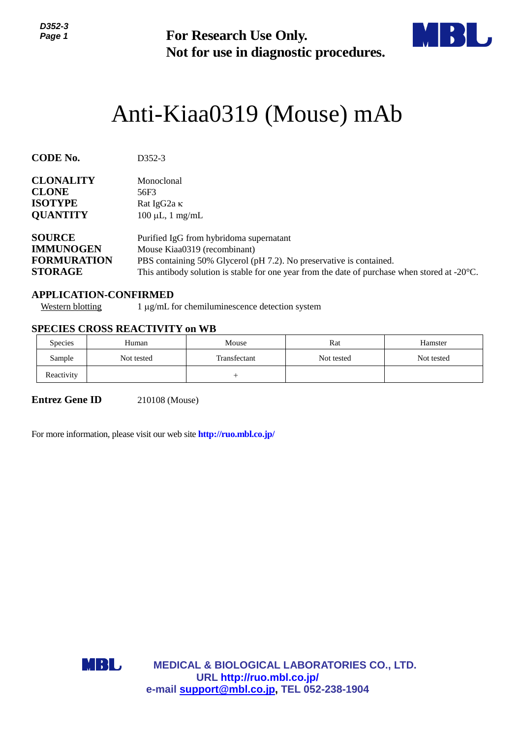**For Research Use Only.**
**Not for use in diagnostic procedures.**

# Anti-Kiaa0319 (Mouse) mAb

**CODE No.** D352-3

**CLONALITY** Monoclonal
**CLONE** 56F3
**ISOTYPE** Rat IgG2a κ
**QUANTITY** 100 µL, 1 mg/mL

**SOURCE** Purified IgG from hybridoma supernatant
**IMMUNOGEN** Mouse Kiaa0319 (recombinant)
**FORMURATION** PBS containing 50% Glycerol (pH 7.2). No preservative is contained.
**STORAGE** This antibody solution is stable for one year from the date of purchase when stored at -20°C.

## APPLICATION-CONFIRMED

Western blotting 1 µg/mL for chemiluminescence detection system

## SPECIES CROSS REACTIVITY on WB

| Species | Human | Mouse | Rat | Hamster |
|---|---|---|---|---|
| Sample | Not tested | Transfectant | Not tested | Not tested |
| Reactivity | | + | | |

**Entrez Gene ID** 210108 (Mouse)

For more information, please visit our web site **http://ruo.mbl.co.jp/**

**MEDICAL & BIOLOGICAL LABORATORIES CO., LTD.**
**URL http://ruo.mbl.co.jp/**
**e-mail support@mbl.co.jp, TEL 052-238-1904**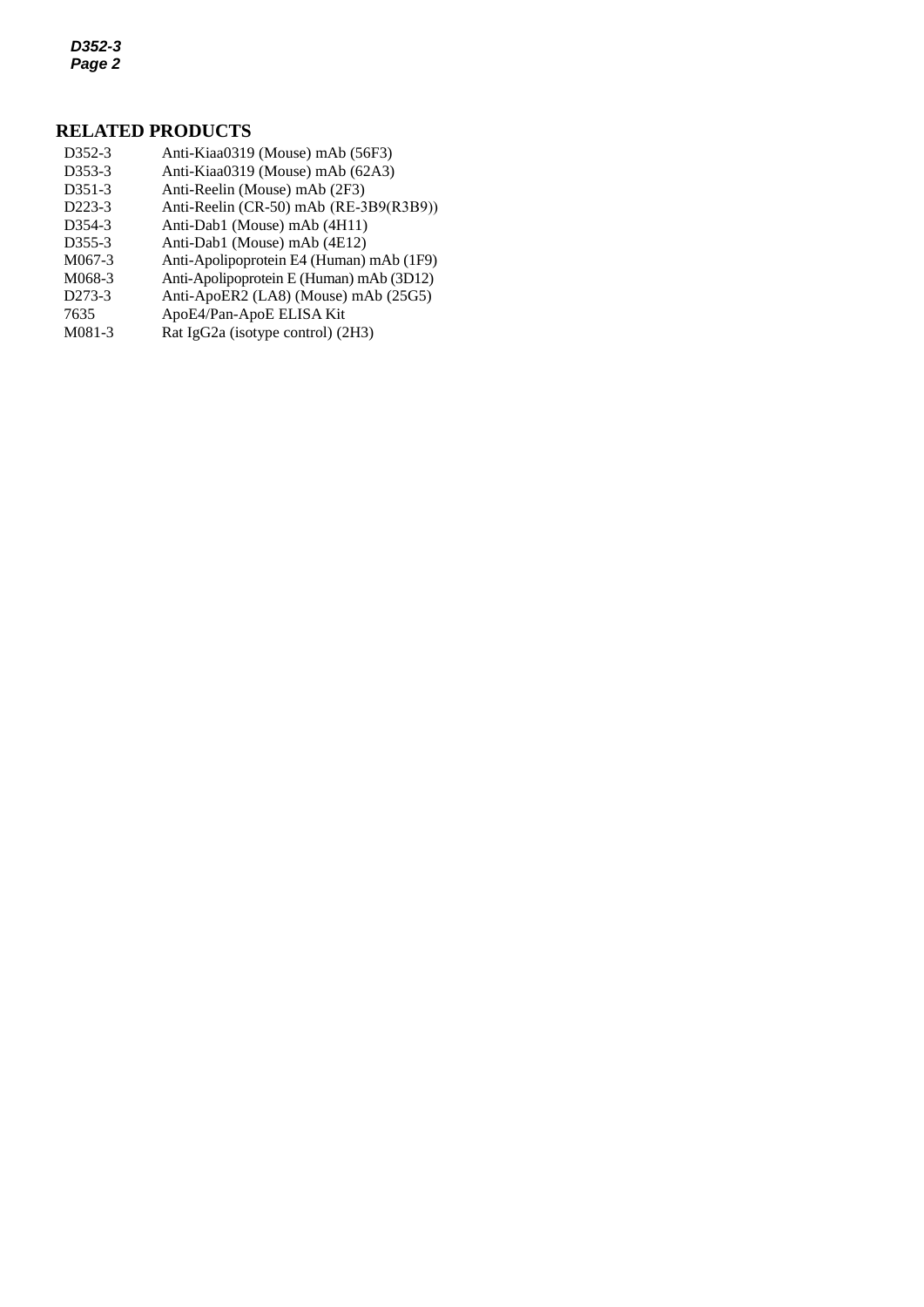## RELATED PRODUCTS

| | |
|---|---|
| D352-3 | Anti-Kiaa0319 (Mouse) mAb (56F3) |
| D353-3 | Anti-Kiaa0319 (Mouse) mAb (62A3) |
| D351-3 | Anti-Reelin (Mouse) mAb (2F3) |
| D223-3 | Anti-Reelin (CR-50) mAb (RE-3B9(R3B9)) |
| D354-3 | Anti-Dab1 (Mouse) mAb (4H11) |
| D355-3 | Anti-Dab1 (Mouse) mAb (4E12) |
| M067-3 | Anti-Apolipoprotein E4 (Human) mAb (1F9) |
| M068-3 | Anti-Apolipoprotein E (Human) mAb (3D12) |
| D273-3 | Anti-ApoER2 (LA8) (Mouse) mAb (25G5) |
| 7635 | ApoE4/Pan-ApoE ELISA Kit |
| M081-3 | Rat IgG2a (isotype control) (2H3) |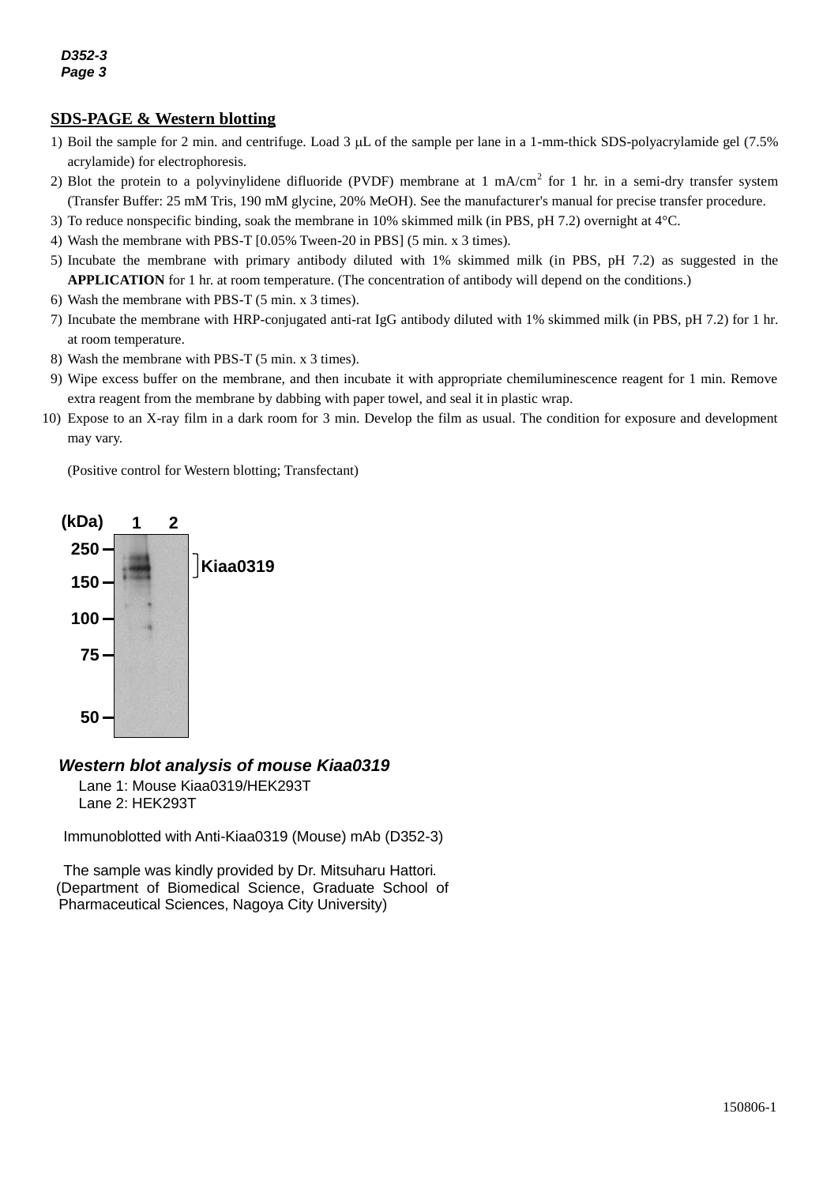## SDS-PAGE & Western blotting

1) Boil the sample for 2 min. and centrifuge. Load 3 μL of the sample per lane in a 1-mm-thick SDS-polyacrylamide gel (7.5% acrylamide) for electrophoresis.
2) Blot the protein to a polyvinylidene difluoride (PVDF) membrane at 1 mA/cm$^2$ for 1 hr. in a semi-dry transfer system (Transfer Buffer: 25 mM Tris, 190 mM glycine, 20% MeOH). See the manufacturer's manual for precise transfer procedure.
3) To reduce nonspecific binding, soak the membrane in 10% skimmed milk (in PBS, pH 7.2) overnight at 4°C.
4) Wash the membrane with PBS-T [0.05% Tween-20 in PBS] (5 min. x 3 times).
5) Incubate the membrane with primary antibody diluted with 1% skimmed milk (in PBS, pH 7.2) as suggested in the **APPLICATION** for 1 hr. at room temperature. (The concentration of antibody will depend on the conditions.)
6) Wash the membrane with PBS-T (5 min. x 3 times).
7) Incubate the membrane with HRP-conjugated anti-rat IgG antibody diluted with 1% skimmed milk (in PBS, pH 7.2) for 1 hr. at room temperature.
8) Wash the membrane with PBS-T (5 min. x 3 times).
9) Wipe excess buffer on the membrane, and then incubate it with appropriate chemiluminescence reagent for 1 min. Remove extra reagent from the membrane by dabbing with paper towel, and seal it in plastic wrap.
10) Expose to an X-ray film in a dark room for 3 min. Develop the film as usual. The condition for exposure and development may vary.

(Positive control for Western blotting; Transfectant)

(kDa) 1 2
250
150
100
75
50
Kiaa0319

***Western blot analysis of mouse Kiaa0319***

Lane 1: Mouse Kiaa0319/HEK293T
Lane 2: HEK293T

Immunoblotted with Anti-Kiaa0319 (Mouse) mAb (D352-3)

The sample was kindly provided by Dr. Mitsuharu Hattori. (Department of Biomedical Science, Graduate School of Pharmaceutical Sciences, Nagoya City University)